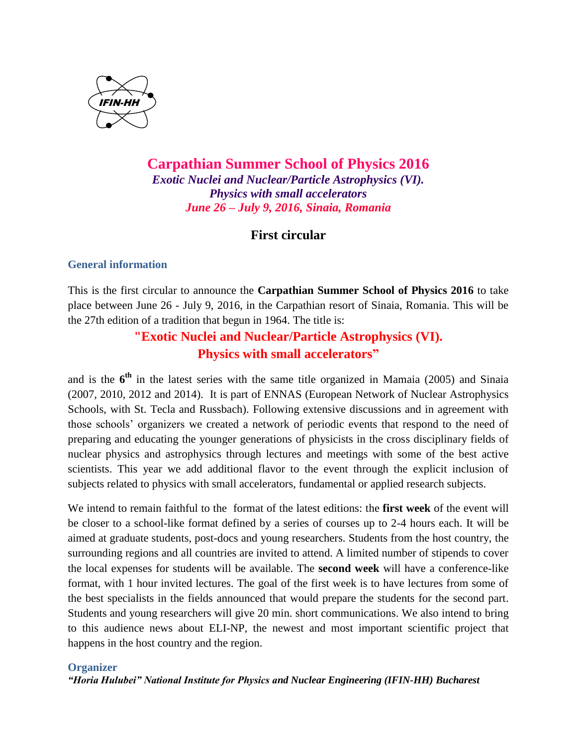IFIN-HH

# Carpathian Summer School of Physics 2016

***Exotic Nuclei and Nuclear/Particle Astrophysics (VI).***
***Physics with small accelerators***
***June 26 – July 9, 2016, Sinaia, Romania***

## First circular

### General information

This is the first circular to announce the **Carpathian Summer School of Physics 2016** to take place between June 26 - July 9, 2016, in the Carpathian resort of Sinaia, Romania. This will be the 27th edition of a tradition that begun in 1964. The title is:

**"Exotic Nuclei and Nuclear/Particle Astrophysics (VI).**
**Physics with small accelerators"**

and is the **6th** in the latest series with the same title organized in Mamaia (2005) and Sinaia (2007, 2010, 2012 and 2014). It is part of ENNAS (European Network of Nuclear Astrophysics Schools, with St. Tecla and Russbach). Following extensive discussions and in agreement with those schools' organizers we created a network of periodic events that respond to the need of preparing and educating the younger generations of physicists in the cross disciplinary fields of nuclear physics and astrophysics through lectures and meetings with some of the best active scientists. This year we add additional flavor to the event through the explicit inclusion of subjects related to physics with small accelerators, fundamental or applied research subjects.

We intend to remain faithful to the format of the latest editions: the **first week** of the event will be closer to a school-like format defined by a series of courses up to 2-4 hours each. It will be aimed at graduate students, post-docs and young researchers. Students from the host country, the surrounding regions and all countries are invited to attend. A limited number of stipends to cover the local expenses for students will be available. The **second week** will have a conference-like format, with 1 hour invited lectures. The goal of the first week is to have lectures from some of the best specialists in the fields announced that would prepare the students for the second part. Students and young researchers will give 20 min. short communications. We also intend to bring to this audience news about ELI-NP, the newest and most important scientific project that happens in the host country and the region.

### Organizer

***"Horia Hulubei" National Institute for Physics and Nuclear Engineering (IFIN-HH) Bucharest***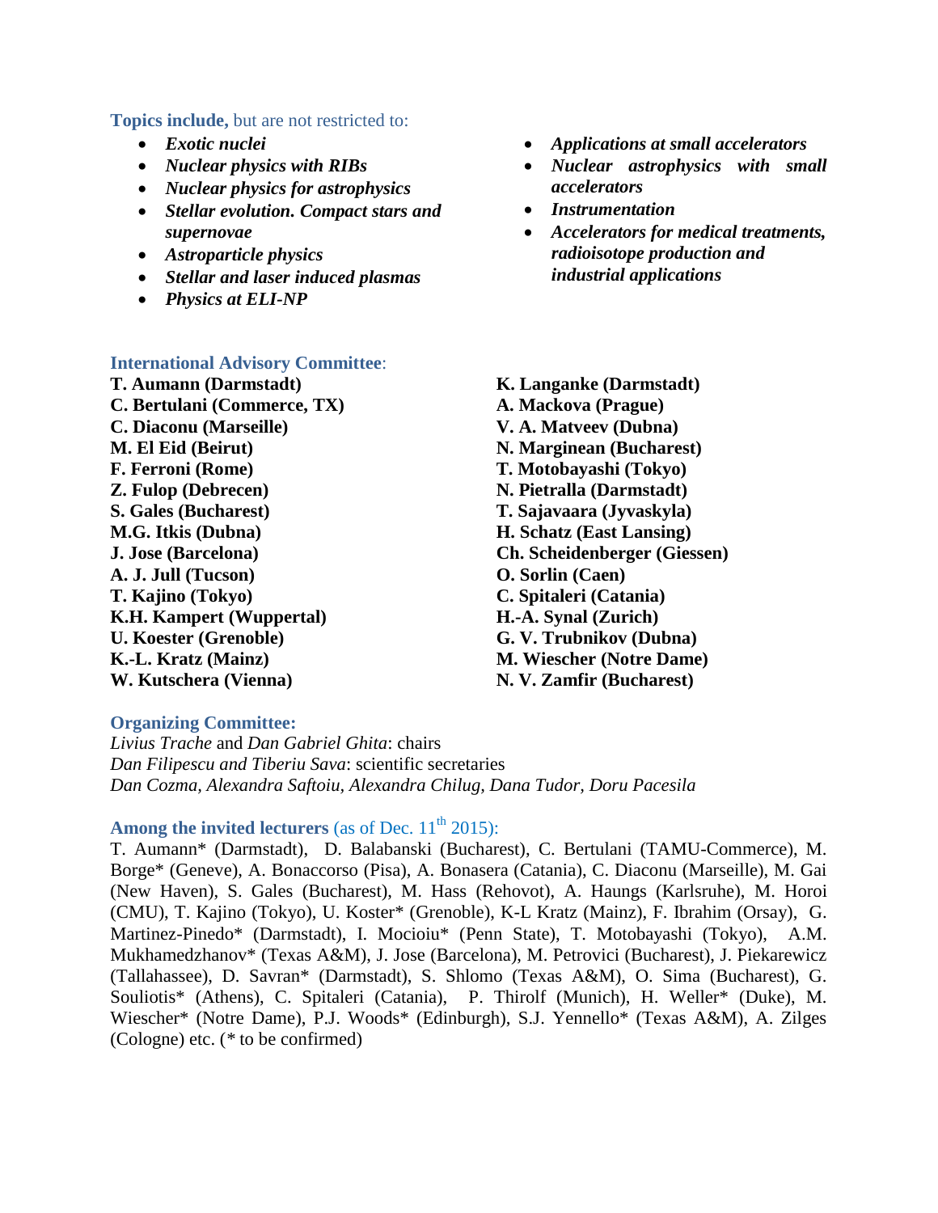**Topics include,** but are not restricted to:

- ***Exotic nuclei***
- ***Nuclear physics with RIBs***
- ***Nuclear physics for astrophysics***
- ***Stellar evolution. Compact stars and supernovae***
- ***Astroparticle physics***
- ***Stellar and laser induced plasmas***
- ***Physics at ELI-NP***
- ***Applications at small accelerators***
- ***Nuclear astrophysics with small accelerators***
- ***Instrumentation***
- ***Accelerators for medical treatments, radioisotope production and industrial applications***

**International Advisory Committee**:

**T. Aumann (Darmstadt)**
**C. Bertulani (Commerce, TX)**
**C. Diaconu (Marseille)**
**M. El Eid (Beirut)**
**F. Ferroni (Rome)**
**Z. Fulop (Debrecen)**
**S. Gales (Bucharest)**
**M.G. Itkis (Dubna)**
**J. Jose (Barcelona)**
**A. J. Jull (Tucson)**
**T. Kajino (Tokyo)**
**K.H. Kampert (Wuppertal)**
**U. Koester (Grenoble)**
**K.-L. Kratz (Mainz)**
**W. Kutschera (Vienna)**
**K. Langanke (Darmstadt)**
**A. Mackova (Prague)**
**V. A. Matveev (Dubna)**
**N. Marginean (Bucharest)**
**T. Motobayashi (Tokyo)**
**N. Pietralla (Darmstadt)**
**T. Sajavaara (Jyvaskyla)**
**H. Schatz (East Lansing)**
**Ch. Scheidenberger (Giessen)**
**O. Sorlin (Caen)**
**C. Spitaleri (Catania)**
**H.-A. Synal (Zurich)**
**G. V. Trubnikov (Dubna)**
**M. Wiescher (Notre Dame)**
**N. V. Zamfir (Bucharest)**

**Organizing Committee:**

*Livius Trache* and *Dan Gabriel Ghita*: chairs
*Dan Filipescu and Tiberiu Sava*: scientific secretaries
*Dan Cozma, Alexandra Saftoiu, Alexandra Chilug, Dana Tudor, Doru Pacesila*

**Among the invited lecturers** (as of Dec. 11th 2015):

T. Aumann* (Darmstadt), D. Balabanski (Bucharest), C. Bertulani (TAMU-Commerce), M. Borge* (Geneve), A. Bonaccorso (Pisa), A. Bonasera (Catania), C. Diaconu (Marseille), M. Gai (New Haven), S. Gales (Bucharest), M. Hass (Rehovot), A. Haungs (Karlsruhe), M. Horoi (CMU), T. Kajino (Tokyo), U. Koster* (Grenoble), K-L Kratz (Mainz), F. Ibrahim (Orsay), G. Martinez-Pinedo* (Darmstadt), I. Mocioiu* (Penn State), T. Motobayashi (Tokyo), A.M. Mukhamedzhanov* (Texas A&M), J. Jose (Barcelona), M. Petrovici (Bucharest), J. Piekarewicz (Tallahassee), D. Savran* (Darmstadt), S. Shlomo (Texas A&M), O. Sima (Bucharest), G. Souliotis* (Athens), C. Spitaleri (Catania), P. Thirolf (Munich), H. Weller* (Duke), M. Wiescher* (Notre Dame), P.J. Woods* (Edinburgh), S.J. Yennello* (Texas A&M), A. Zilges (Cologne) etc. (* to be confirmed)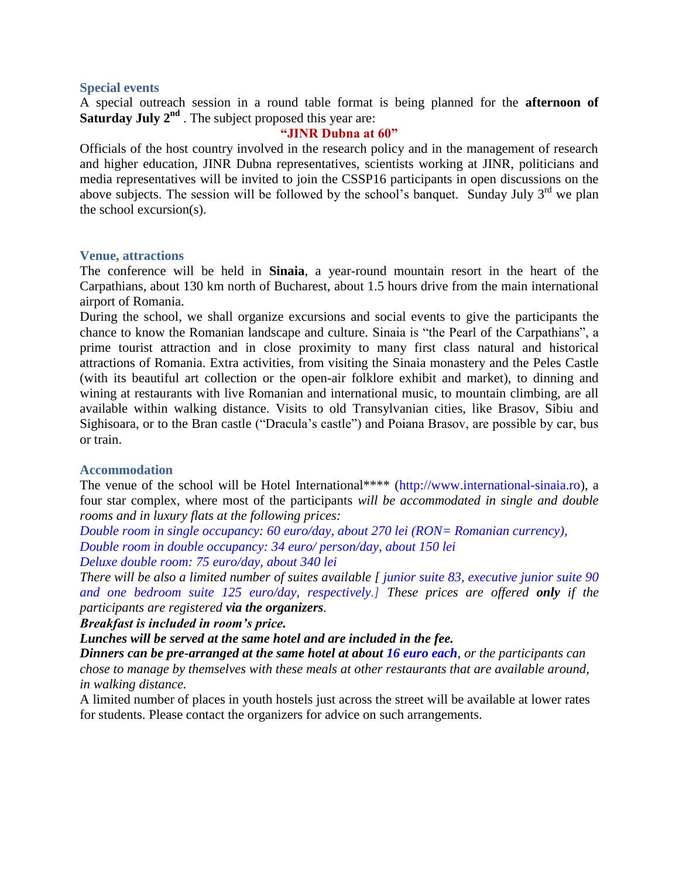## Special events

A special outreach session in a round table format is being planned for the **afternoon of Saturday July 2nd** . The subject proposed this year are:

**"JINR Dubna at 60"**

Officials of the host country involved in the research policy and in the management of research and higher education, JINR Dubna representatives, scientists working at JINR, politicians and media representatives will be invited to join the CSSP16 participants in open discussions on the above subjects. The session will be followed by the school's banquet. Sunday July 3rd we plan the school excursion(s).

## Venue, attractions

The conference will be held in **Sinaia**, a year-round mountain resort in the heart of the Carpathians, about 130 km north of Bucharest, about 1.5 hours drive from the main international airport of Romania.

During the school, we shall organize excursions and social events to give the participants the chance to know the Romanian landscape and culture. Sinaia is "the Pearl of the Carpathians", a prime tourist attraction and in close proximity to many first class natural and historical attractions of Romania. Extra activities, from visiting the Sinaia monastery and the Peles Castle (with its beautiful art collection or the open-air folklore exhibit and market), to dinning and wining at restaurants with live Romanian and international music, to mountain climbing, are all available within walking distance. Visits to old Transylvanian cities, like Brasov, Sibiu and Sighisoara, or to the Bran castle ("Dracula's castle") and Poiana Brasov, are possible by car, bus or train.

## Accommodation

The venue of the school will be Hotel International**** (http://www.international-sinaia.ro), a four star complex, where most of the participants *will be accommodated in single and double rooms and in luxury flats at the following prices:*

*Double room in single occupancy: 60 euro/day, about 270 lei (RON= Romanian currency),*
*Double room in double occupancy: 34 euro/ person/day, about 150 lei*
*Deluxe double room: 75 euro/day, about 340 lei*

*There will be also a limited number of suites available [ junior suite 83, executive junior suite 90 and one bedroom suite 125 euro/day, respectively.] These prices are offered **only** if the participants are registered **via the organizers**.*

***Breakfast is included in room's price.***

***Lunches will be served at the same hotel and are included in the fee.***

***Dinners can be pre-arranged at the same hotel at about 16 euro each**, or the participants can chose to manage by themselves with these meals at other restaurants that are available around, in walking distance.*

A limited number of places in youth hostels just across the street will be available at lower rates for students. Please contact the organizers for advice on such arrangements.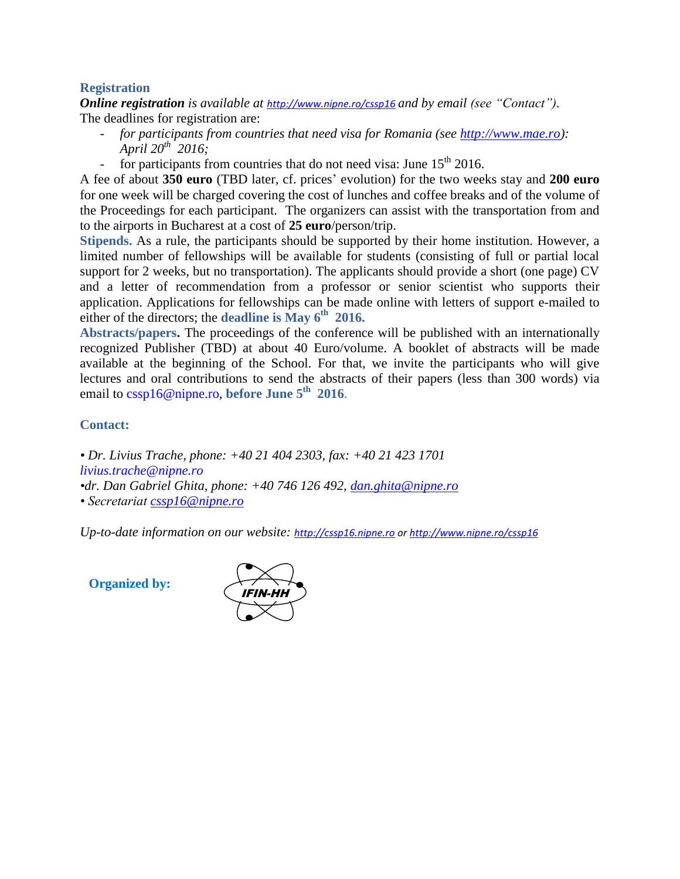## Registration

***Online registration*** *is available at* *http://www.nipne.ro/cssp16* *and by email (see "Contact").*
The deadlines for registration are:

- *for participants from countries that need visa for Romania (see http://www.mae.ro): April 20th 2016;*
- for participants from countries that do not need visa: June 15th 2016.

A fee of about **350 euro** (TBD later, cf. prices' evolution) for the two weeks stay and **200 euro** for one week will be charged covering the cost of lunches and coffee breaks and of the volume of the Proceedings for each participant. The organizers can assist with the transportation from and to the airports in Bucharest at a cost of **25 euro**/person/trip.

**Stipends.** As a rule, the participants should be supported by their home institution. However, a limited number of fellowships will be available for students (consisting of full or partial local support for 2 weeks, but no transportation). The applicants should provide a short (one page) CV and a letter of recommendation from a professor or senior scientist who supports their application. Applications for fellowships can be made online with letters of support e-mailed to either of the directors; the **deadline is May 6th 2016.**

**Abstracts/papers.** The proceedings of the conference will be published with an internationally recognized Publisher (TBD) at about 40 Euro/volume. A booklet of abstracts will be made available at the beginning of the School. For that, we invite the participants who will give lectures and oral contributions to send the abstracts of their papers (less than 300 words) via email to cssp16@nipne.ro, **before June 5th 2016**.

## Contact:

*• Dr. Livius Trache, phone: +40 21 404 2303, fax: +40 21 423 1701*
*livius.trache@nipne.ro*
*•dr. Dan Gabriel Ghita, phone: +40 746 126 492, dan.ghita@nipne.ro*
*• Secretariat cssp16@nipne.ro*

*Up-to-date information on our website: http://cssp16.nipne.ro or http://www.nipne.ro/cssp16*

**Organized by:** IFIN-HH